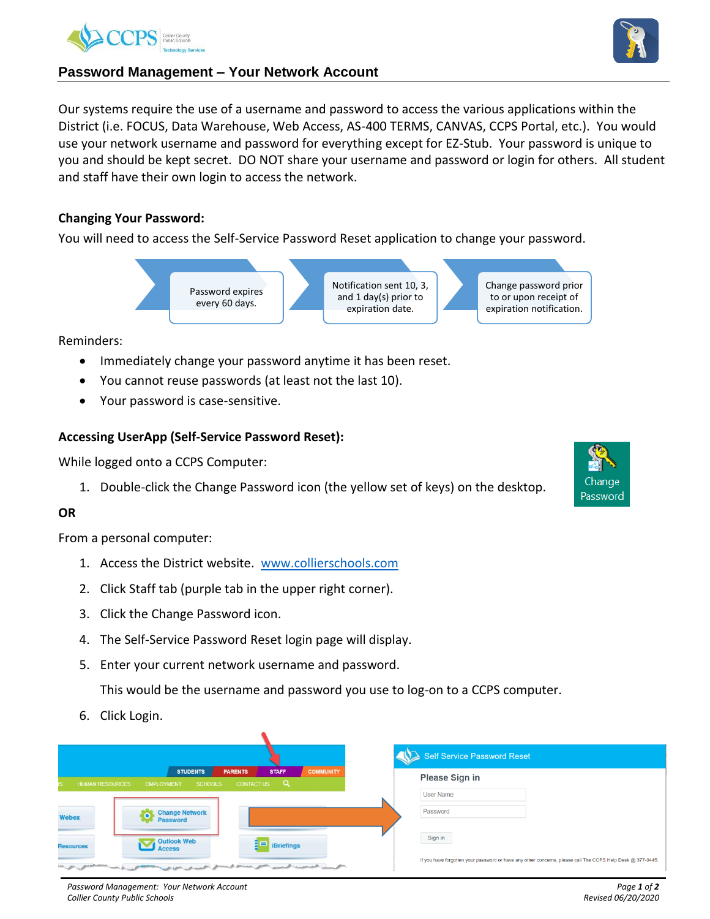## Password Management – Your Network Account

Our systems require the use of a username and password to access the various applications within the District (i.e. FOCUS, Data Warehouse, Web Access, AS-400 TERMS, CANVAS, CCPS Portal, etc.). You would use your network username and password for everything except for EZ-Stub. Your password is unique to you and should be kept secret. DO NOT share your username and password or login for others. All student and staff have their own login to access the network.

### Changing Your Password:

You will need to access the Self-Service Password Reset application to change your password.

Password expires every 60 days.

Notification sent 10, 3, and 1 day(s) prior to expiration date.

Change password prior to or upon receipt of expiration notification.

Reminders:

- Immediately change your password anytime it has been reset.
- You cannot reuse passwords (at least not the last 10).
- Your password is case-sensitive.

### Accessing UserApp (Self-Service Password Reset):

While logged onto a CCPS Computer:

1. Double-click the Change Password icon (the yellow set of keys) on the desktop.

Change Password

**OR**

From a personal computer:

1. Access the District website. [www.collierschools.com](http://www.collierschools.com)
2. Click Staff tab (purple tab in the upper right corner).
3. Click the Change Password icon.
4. The Self-Service Password Reset login page will display.
5. Enter your current network username and password.

   This would be the username and password you use to log-on to a CCPS computer.
6. Click Login.

STUDENTS PARENTS STAFF COMMUNITY
HUMAN RESOURCES EMPLOYMENT SCHOOLS CONTACT US
Webex
Change Network Password
Resources
Outlook Web Access
iBriefings

Self Service Password Reset
Please Sign in
User Name
Password
Sign in
If you have forgotten your password or have any other concerns, please call The CCPS Help Desk @ 377-0445.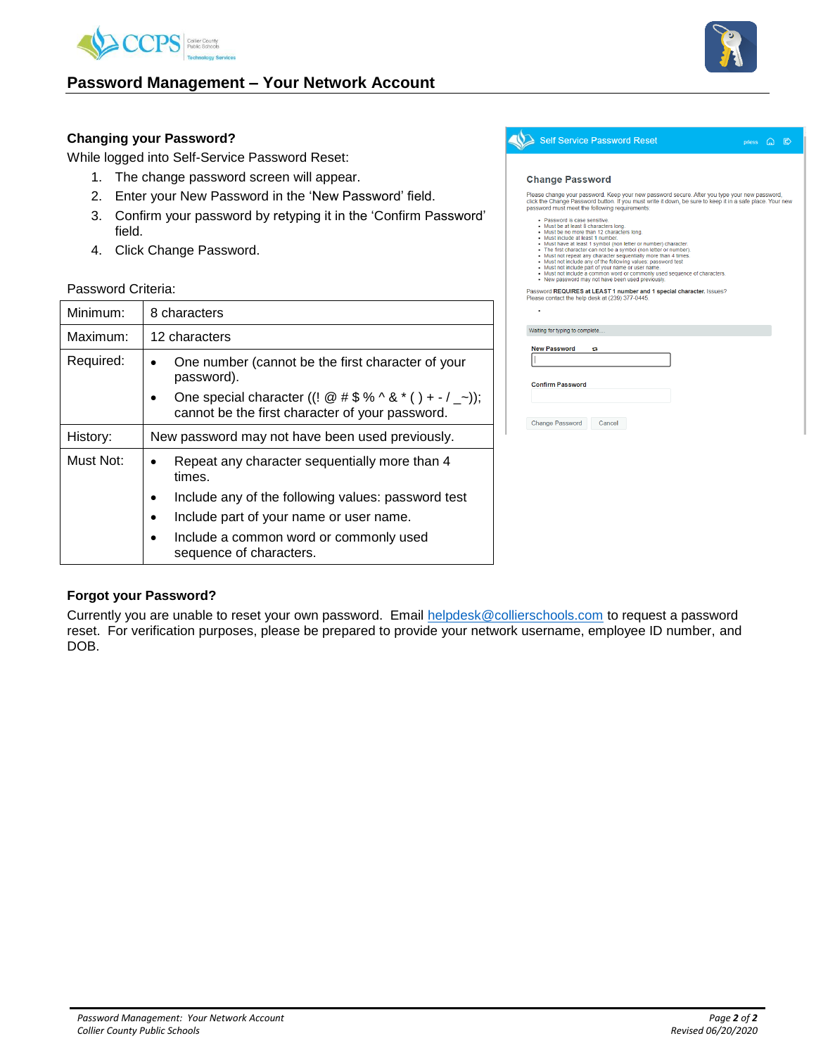## Password Management – Your Network Account

### Changing your Password?

While logged into Self-Service Password Reset:

1. The change password screen will appear.
2. Enter your New Password in the 'New Password' field.
3. Confirm your password by retyping it in the 'Confirm Password' field.
4. Click Change Password.

Password Criteria:

| | |
|---|---|
| Minimum: | 8 characters |
| Maximum: | 12 characters |
| Required: | • One number (cannot be the first character of your password).<br>• One special character ((! @ # $ % ^ & * ( ) + - / _~)); cannot be the first character of your password. |
| History: | New password may not have been used previously. |
| Must Not: | • Repeat any character sequentially more than 4 times.<br>• Include any of the following values: password test<br>• Include part of your name or user name.<br>• Include a common word or commonly used sequence of characters. |

Self Service Password Reset

**Change Password**

Please change your password. Keep your new password secure. After you type your new password, click the Change Password button. If you must write it down, be sure to keep it in a safe place. Your new password must meet the following requirements:

- Password is case sensitive.
- Must be at least 8 characters long.
- Must be no more than 12 characters long.
- Must include at least 1 number.
- Must have at least 1 symbol (non letter or number) character.
- The first character can not be a symbol (non letter or number).
- Must not repeat any character sequentially more than 4 times.
- Must not include any of the following values: password test
- Must not include part of your name or user name.
- Must not include a common word or commonly used sequence of characters.
- New password may not have been used previously.

Password **REQUIRES at LEAST 1 number and 1 special character.** Issues? Please contact the help desk at (239) 377-0445

Waiting for typing to complete....

New Password

Confirm Password

Change Password Cancel

### Forgot your Password?

Currently you are unable to reset your own password. Email helpdesk@collierschools.com to request a password reset. For verification purposes, please be prepared to provide your network username, employee ID number, and DOB.